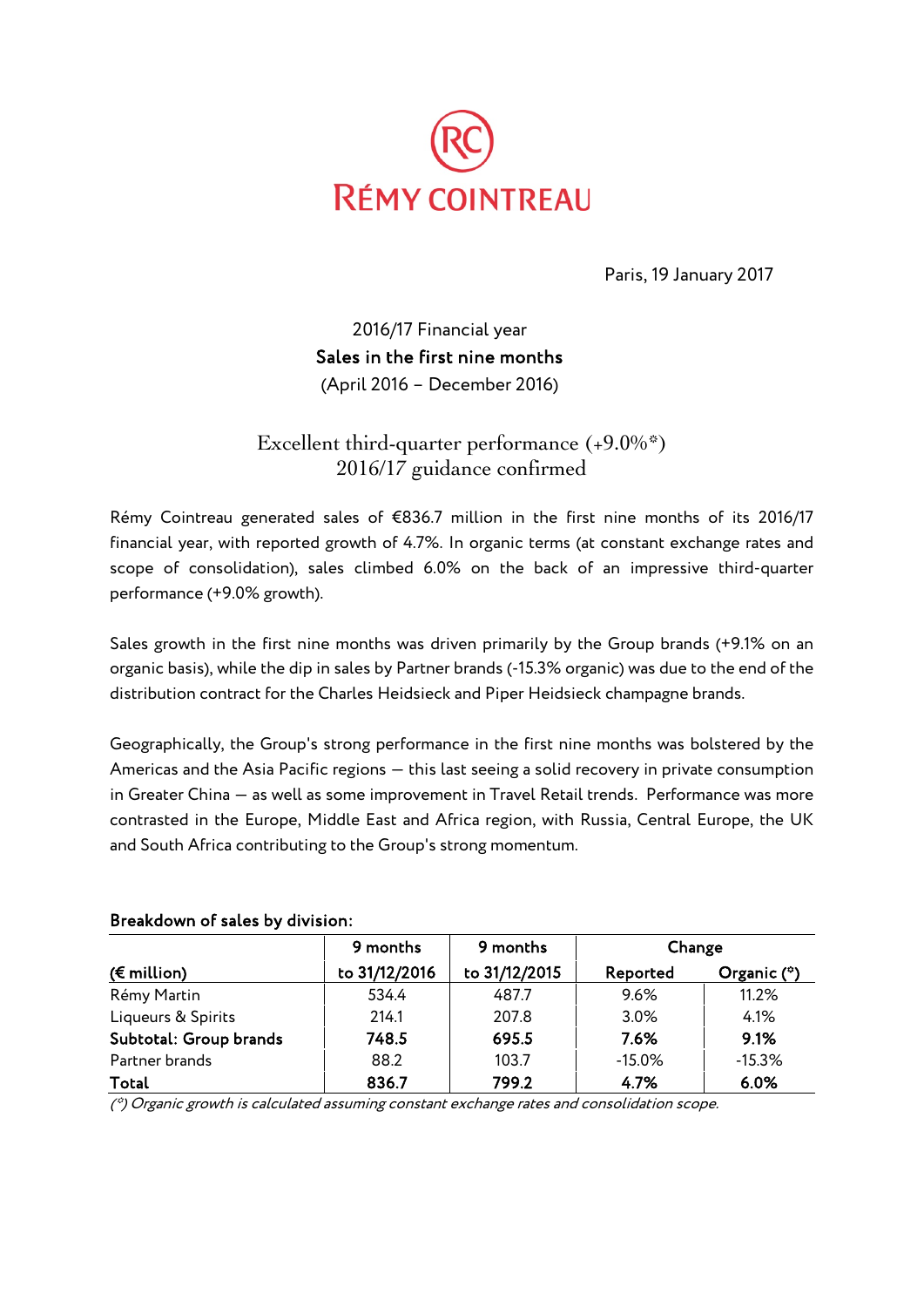RÉMY COINTREAU

Paris, 19 January 2017

2016/17 Financial year
**Sales in the first nine months**
(April 2016 – December 2016)

## Excellent third-quarter performance (+9.0%*)
## 2016/17 guidance confirmed

Rémy Cointreau generated sales of €836.7 million in the first nine months of its 2016/17 financial year, with reported growth of 4.7%. In organic terms (at constant exchange rates and scope of consolidation), sales climbed 6.0% on the back of an impressive third-quarter performance (+9.0% growth).

Sales growth in the first nine months was driven primarily by the Group brands (+9.1% on an organic basis), while the dip in sales by Partner brands (-15.3% organic) was due to the end of the distribution contract for the Charles Heidsieck and Piper Heidsieck champagne brands.

Geographically, the Group's strong performance in the first nine months was bolstered by the Americas and the Asia Pacific regions — this last seeing a solid recovery in private consumption in Greater China — as well as some improvement in Travel Retail trends. Performance was more contrasted in the Europe, Middle East and Africa region, with Russia, Central Europe, the UK and South Africa contributing to the Group's strong momentum.

**Breakdown of sales by division:**

| | 9 months | 9 months | Change | |
|---|---|---|---|---|
| **(€ million)** | **to 31/12/2016** | **to 31/12/2015** | **Reported** | **Organic (\*)** |
| Rémy Martin | 534.4 | 487.7 | 9.6% | 11.2% |
| Liqueurs & Spirits | 214.1 | 207.8 | 3.0% | 4.1% |
| **Subtotal: Group brands** | **748.5** | **695.5** | **7.6%** | **9.1%** |
| Partner brands | 88.2 | 103.7 | -15.0% | -15.3% |
| **Total** | **836.7** | **799.2** | **4.7%** | **6.0%** |

*(\*) Organic growth is calculated assuming constant exchange rates and consolidation scope.*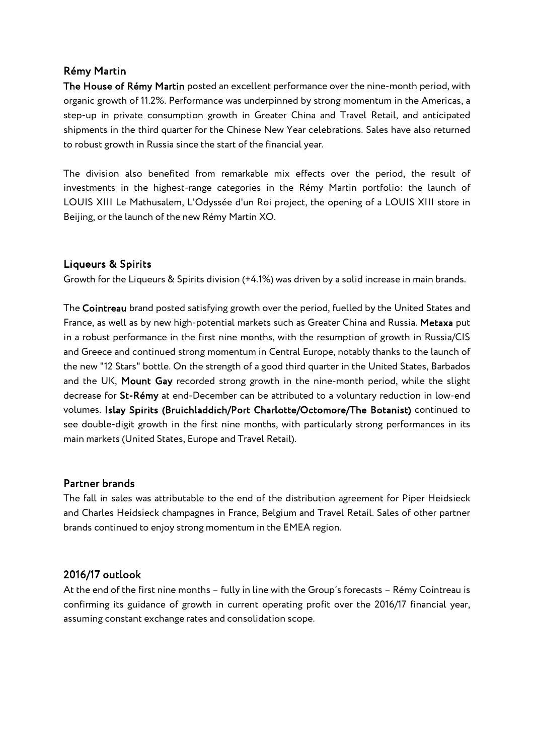## Rémy Martin

**The House of Rémy Martin** posted an excellent performance over the nine-month period, with organic growth of 11.2%. Performance was underpinned by strong momentum in the Americas, a step-up in private consumption growth in Greater China and Travel Retail, and anticipated shipments in the third quarter for the Chinese New Year celebrations. Sales have also returned to robust growth in Russia since the start of the financial year.

The division also benefited from remarkable mix effects over the period, the result of investments in the highest-range categories in the Rémy Martin portfolio: the launch of LOUIS XIII Le Mathusalem, L'Odyssée d'un Roi project, the opening of a LOUIS XIII store in Beijing, or the launch of the new Rémy Martin XO.

## Liqueurs & Spirits

Growth for the Liqueurs & Spirits division (+4.1%) was driven by a solid increase in main brands.

The **Cointreau** brand posted satisfying growth over the period, fuelled by the United States and France, as well as by new high-potential markets such as Greater China and Russia. **Metaxa** put in a robust performance in the first nine months, with the resumption of growth in Russia/CIS and Greece and continued strong momentum in Central Europe, notably thanks to the launch of the new "12 Stars" bottle. On the strength of a good third quarter in the United States, Barbados and the UK, **Mount Gay** recorded strong growth in the nine-month period, while the slight decrease for **St-Rémy** at end-December can be attributed to a voluntary reduction in low-end volumes. **Islay Spirits (Bruichladdich/Port Charlotte/Octomore/The Botanist)** continued to see double-digit growth in the first nine months, with particularly strong performances in its main markets (United States, Europe and Travel Retail).

## Partner brands

The fall in sales was attributable to the end of the distribution agreement for Piper Heidsieck and Charles Heidsieck champagnes in France, Belgium and Travel Retail. Sales of other partner brands continued to enjoy strong momentum in the EMEA region.

## 2016/17 outlook

At the end of the first nine months – fully in line with the Group's forecasts – Rémy Cointreau is confirming its guidance of growth in current operating profit over the 2016/17 financial year, assuming constant exchange rates and consolidation scope.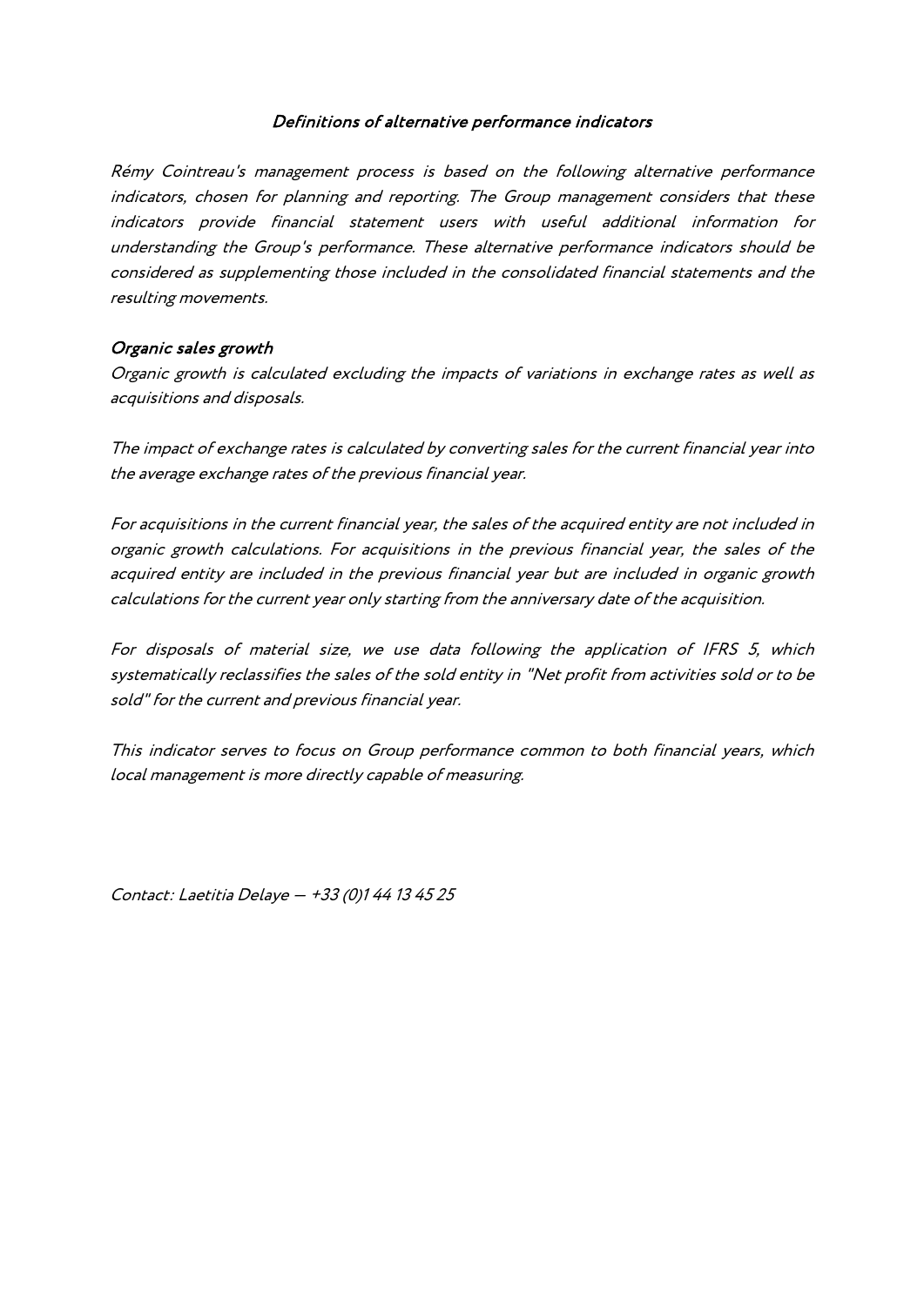## Definitions of alternative performance indicators

*Rémy Cointreau's management process is based on the following alternative performance indicators, chosen for planning and reporting. The Group management considers that these indicators provide financial statement users with useful additional information for understanding the Group's performance. These alternative performance indicators should be considered as supplementing those included in the consolidated financial statements and the resulting movements.*

### Organic sales growth

*Organic growth is calculated excluding the impacts of variations in exchange rates as well as acquisitions and disposals.*

*The impact of exchange rates is calculated by converting sales for the current financial year into the average exchange rates of the previous financial year.*

*For acquisitions in the current financial year, the sales of the acquired entity are not included in organic growth calculations. For acquisitions in the previous financial year, the sales of the acquired entity are included in the previous financial year but are included in organic growth calculations for the current year only starting from the anniversary date of the acquisition.*

*For disposals of material size, we use data following the application of IFRS 5, which systematically reclassifies the sales of the sold entity in "Net profit from activities sold or to be sold" for the current and previous financial year.*

*This indicator serves to focus on Group performance common to both financial years, which local management is more directly capable of measuring.*

*Contact: Laetitia Delaye – +33 (0)1 44 13 45 25*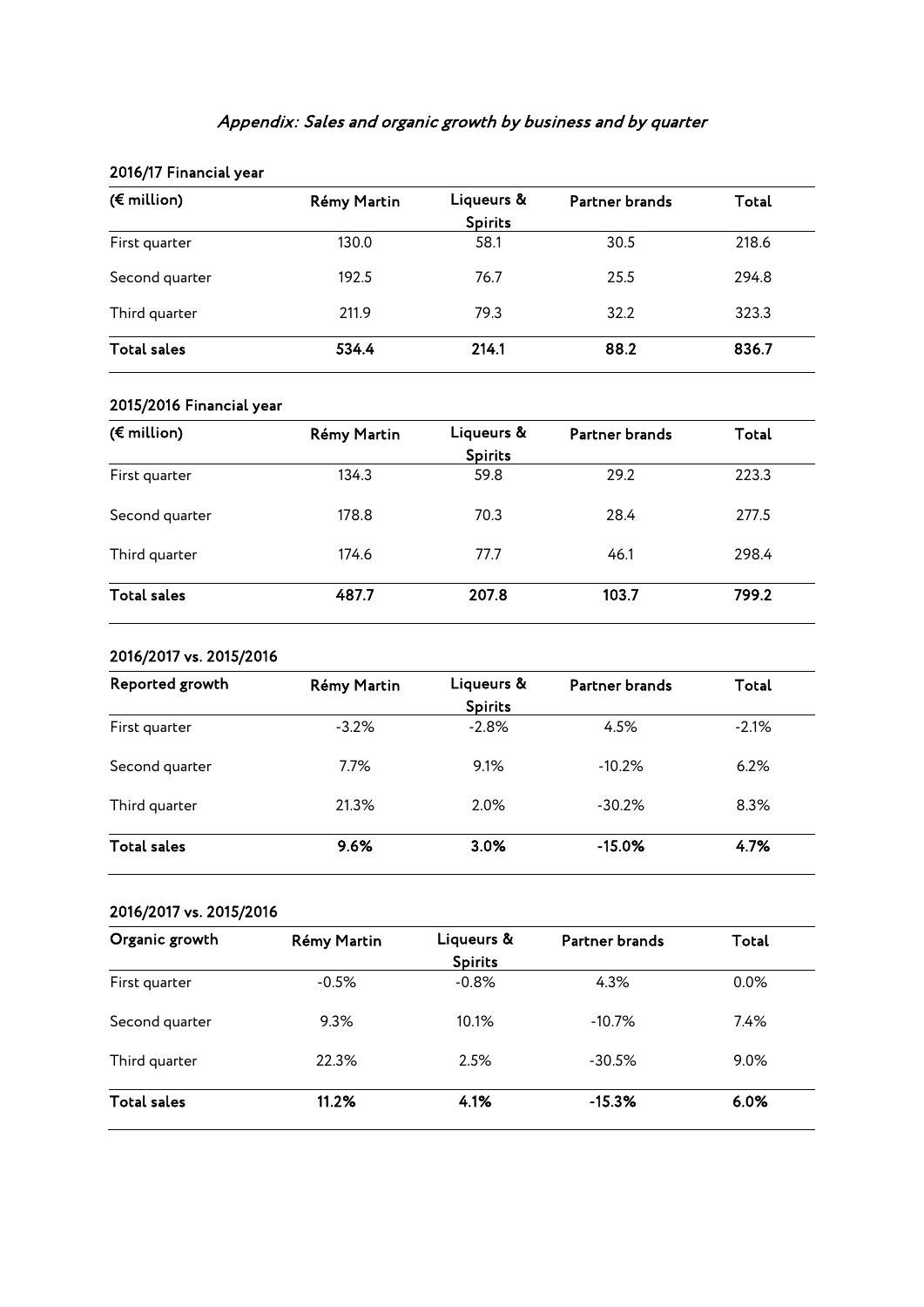# *Appendix: Sales and organic growth by business and by quarter*

## 2016/17 Financial year

| (€ million) | Rémy Martin | Liqueurs & Spirits | Partner brands | Total |
|---|---|---|---|---|
| First quarter | 130.0 | 58.1 | 30.5 | 218.6 |
| Second quarter | 192.5 | 76.7 | 25.5 | 294.8 |
| Third quarter | 211.9 | 79.3 | 32.2 | 323.3 |
| **Total sales** | **534.4** | **214.1** | **88.2** | **836.7** |

## 2015/2016 Financial year

| (€ million) | Rémy Martin | Liqueurs & Spirits | Partner brands | Total |
|---|---|---|---|---|
| First quarter | 134.3 | 59.8 | 29.2 | 223.3 |
| Second quarter | 178.8 | 70.3 | 28.4 | 277.5 |
| Third quarter | 174.6 | 77.7 | 46.1 | 298.4 |
| **Total sales** | **487.7** | **207.8** | **103.7** | **799.2** |

## 2016/2017 vs. 2015/2016

| Reported growth | Rémy Martin | Liqueurs & Spirits | Partner brands | Total |
|---|---|---|---|---|
| First quarter | -3.2% | -2.8% | 4.5% | -2.1% |
| Second quarter | 7.7% | 9.1% | -10.2% | 6.2% |
| Third quarter | 21.3% | 2.0% | -30.2% | 8.3% |
| **Total sales** | **9.6%** | **3.0%** | **-15.0%** | **4.7%** |

## 2016/2017 vs. 2015/2016

| Organic growth | Rémy Martin | Liqueurs & Spirits | Partner brands | Total |
|---|---|---|---|---|
| First quarter | -0.5% | -0.8% | 4.3% | 0.0% |
| Second quarter | 9.3% | 10.1% | -10.7% | 7.4% |
| Third quarter | 22.3% | 2.5% | -30.5% | 9.0% |
| **Total sales** | **11.2%** | **4.1%** | **-15.3%** | **6.0%** |